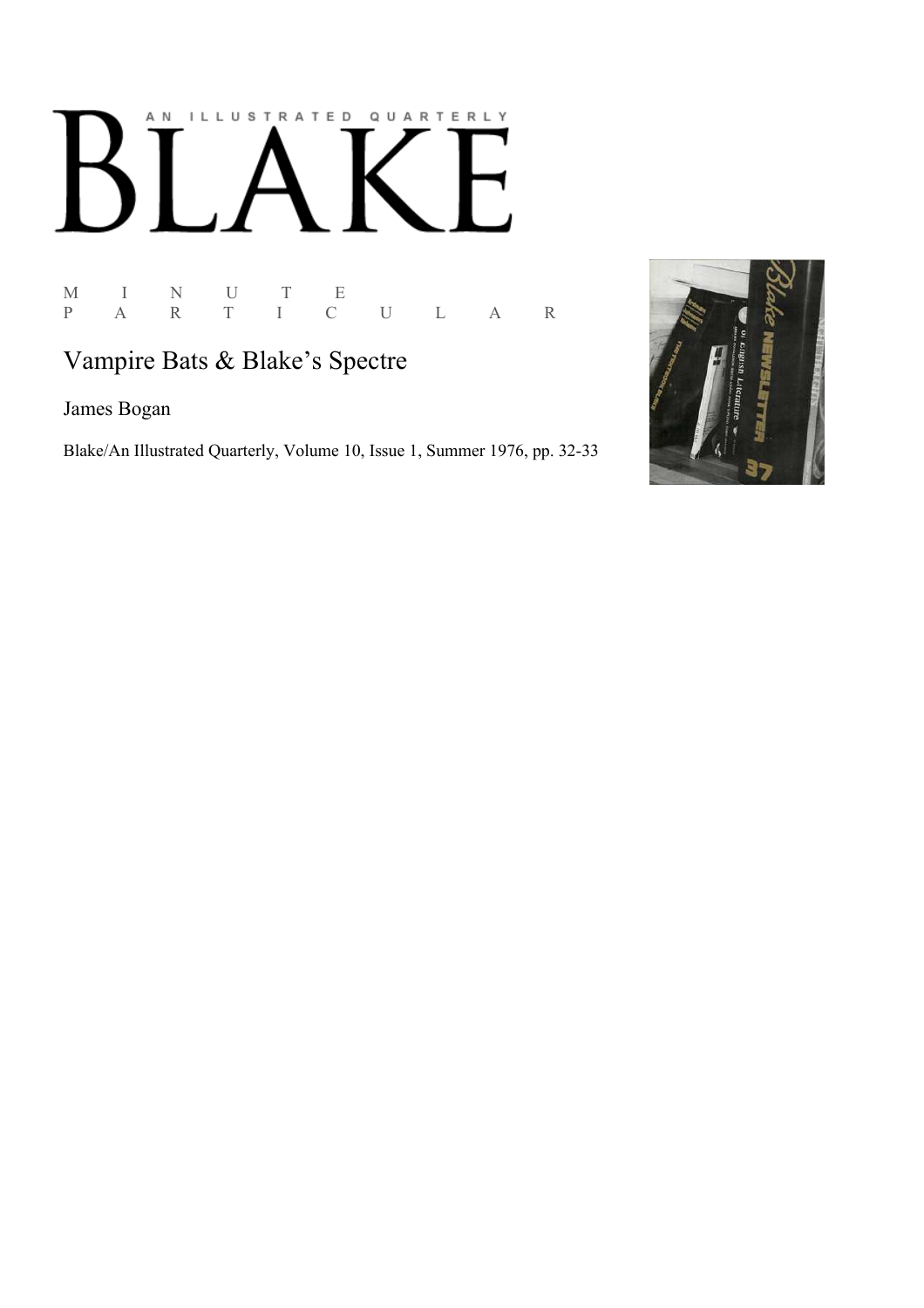AN ILLUSTRATED QUARTERLY

# BLAKE

M I N U T E
P A R T I C U L A R

## Vampire Bats & Blake's Spectre

James Bogan

Blake/An Illustrated Quarterly, Volume 10, Issue 1, Summer 1976, pp. 32-33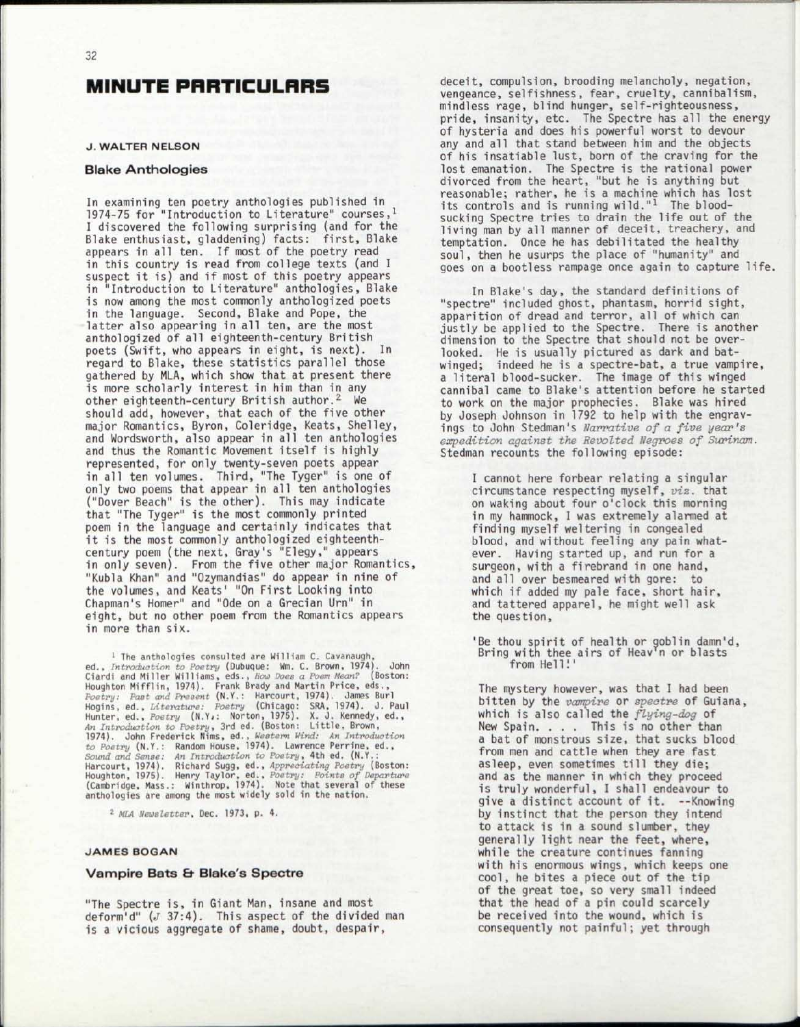# MINUTE PARTICULARS

## J. WALTER NELSON

### Blake Anthologies

In examining ten poetry anthologies published in 1974-75 for "Introduction to Literature" courses,[1] I discovered the following surprising (and for the Blake enthusiast, gladdening) facts: first, Blake appears in all ten. If most of the poetry read in this country is read from college texts (and I suspect it is) and if most of this poetry appears in "Introduction to Literature" anthologies, Blake is now among the most commonly anthologized poets in the language. Second, Blake and Pope, the latter also appearing in all ten, are the most anthologized of all eighteenth-century British poets (Swift, who appears in eight, is next). In regard to Blake, these statistics parallel those gathered by MLA, which show that at present there is more scholarly interest in him than in any other eighteenth-century British author.[2] We should add, however, that each of the five other major Romantics, Byron, Coleridge, Keats, Shelley, and Wordsworth, also appear in all ten anthologies and thus the Romantic Movement itself is highly represented, for only twenty-seven poets appear in all ten volumes. Third, "The Tyger" is one of only two poems that appear in all ten anthologies ("Dover Beach" is the other). This may indicate that "The Tyger" is the most commonly printed poem in the language and certainly indicates that it is the most commonly anthologized eighteenth-century poem (the next, Gray's "Elegy," appears in only seven). From the five other major Romantics, "Kubla Khan" and "Ozymandias" do appear in nine of the volumes, and Keats' "On First Looking into Chapman's Homer" and "Ode on a Grecian Urn" in eight, but no other poem from the Romantics appears in more than six.

[1] The anthologies consulted are William C. Cavanaugh, ed., *Introduction to Poetry* (Dubuque: Wm. C. Brown, 1974). John Ciardi and Miller Williams, eds., *How Does a Poem Mean?* (Boston: Houghton Mifflin, 1974). Frank Brady and Martin Price, eds., *Poetry: Past and Present* (N.Y.: Harcourt, 1974). James Burl Hogins, ed., *Literature: Poetry* (Chicago: SRA, 1974). J. Paul Hunter, ed., *Poetry* (N.Y.: Norton, 1975). X. J. Kennedy, ed., *An Introduction to Poetry*, 3rd ed. (Boston: Little, Brown, 1974). John Frederick Nims, ed., *Western Wind: An Introduction to Poetry* (N.Y.: Random House, 1974). Lawrence Perrine, ed., *Sound and Sense: An Introduction to Poetry*, 4th ed. (N.Y.: Harcourt, 1974). Richard Sugg, ed., *Appreciating Poetry* (Boston: Houghton, 1975). Henry Taylor, ed., *Poetry: Points of Departure* (Cambridge, Mass.: Winthrop, 1974). Note that several of these anthologies are among the most widely sold in the nation.

[2] *MLA Newsletter*, Dec. 1973, p. 4.

## JAMES BOGAN

### Vampire Bats & Blake's Spectre

"The Spectre is, in Giant Man, insane and most deform'd" (*J* 37:4). This aspect of the divided man is a vicious aggregate of shame, doubt, despair, deceit, compulsion, brooding melancholy, negation, vengeance, selfishness, fear, cruelty, cannibalism, mindless rage, blind hunger, self-righteousness, pride, insanity, etc. The Spectre has all the energy of hysteria and does his powerful worst to devour any and all that stand between him and the objects of his insatiable lust, born of the craving for the lost emanation. The Spectre is the rational power divorced from the heart, "but he is anything but reasonable; rather, he is a machine which has lost its controls and is running wild."[1] The blood-sucking Spectre tries to drain the life out of the living man by all manner of deceit, treachery, and temptation. Once he has debilitated the healthy soul, then he usurps the place of "humanity" and goes on a bootless rampage once again to capture life.

In Blake's day, the standard definitions of "spectre" included ghost, phantasm, horrid sight, apparition of dread and terror, all of which can justly be applied to the Spectre. There is another dimension to the Spectre that should not be overlooked. He is usually pictured as dark and bat-winged; indeed he is a spectre-bat, a true vampire, a literal blood-sucker. The image of this winged cannibal came to Blake's attention before he started to work on the major prophecies. Blake was hired by Joseph Johnson in 1792 to help with the engravings to John Stedman's *Narrative of a five year's expedition against the Revolted Negroes of Surinam*. Stedman recounts the following episode:

> I cannot here forbear relating a singular circumstance respecting myself, *viz.* that on waking about four o'clock this morning in my hammock, I was extremely alarmed at finding myself weltering in congealed blood, and without feeling any pain whatever. Having started up, and run for a surgeon, with a firebrand in one hand, and all over besmeared with gore: to which if added my pale face, short hair, and tattered apparel, he might well ask the question,
>
> 'Be thou spirit of health or goblin damn'd,
> Bring with thee airs of Heav'n or blasts
> from Hell!'
>
> The mystery however, was that I had been bitten by the *vampire* or *spectre* of Guiana, which is also called the *flying-dog* of New Spain. . . . This is no other than a bat of monstrous size, that sucks blood from men and cattle when they are fast asleep, even sometimes till they die; and as the manner in which they proceed is truly wonderful, I shall endeavour to give a distinct account of it. --Knowing by instinct that the person they intend to attack is in a sound slumber, they generally light near the feet, where, while the creature continues fanning with his enormous wings, which keeps one cool, he bites a piece out of the tip of the great toe, so very small indeed that the head of a pin could scarcely be received into the wound, which is consequently not painful; yet through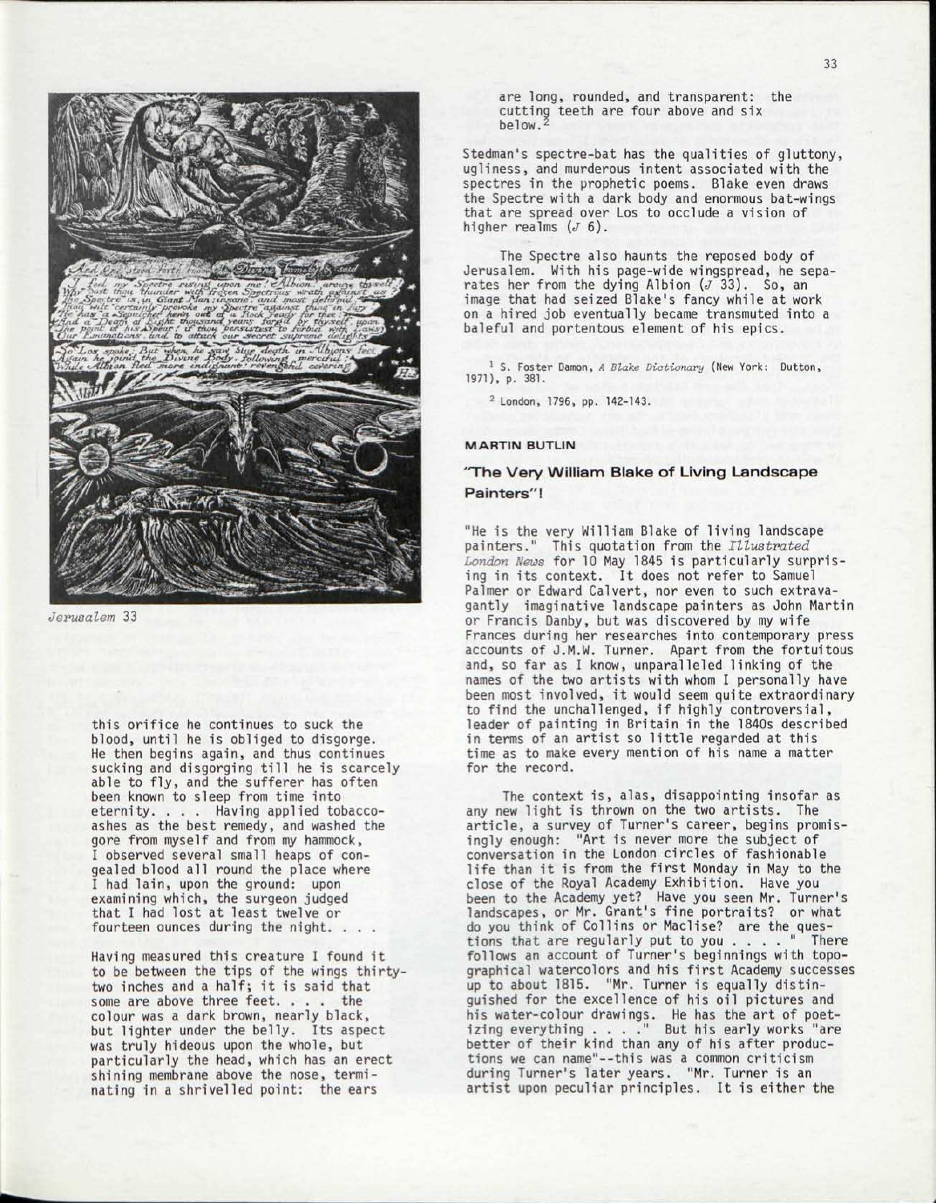*Jerusalem* 33

this orifice he continues to suck the blood, until he is obliged to disgorge. He then begins again, and thus continues sucking and disgorging till he is scarcely able to fly, and the sufferer has often been known to sleep from time into eternity. . . . Having applied tobacco-ashes as the best remedy, and washed the gore from myself and from my hammock, I observed several small heaps of congealed blood all round the place where I had lain, upon the ground: upon examining which, the surgeon judged that I had lost at least twelve or fourteen ounces during the night. . . .

Having measured this creature I found it to be between the tips of the wings thirty-two inches and a half; it is said that some are above three feet. . . . the colour was a dark brown, nearly black, but lighter under the belly. Its aspect was truly hideous upon the whole, but particularly the head, which has an erect shining membrane above the nose, terminating in a shrivelled point: the ears are long, rounded, and transparent: the cutting teeth are four above and six below.[2]

Stedman's spectre-bat has the qualities of gluttony, ugliness, and murderous intent associated with the spectres in the prophetic poems. Blake even draws the Spectre with a dark body and enormous bat-wings that are spread over Los to occlude a vision of higher realms (*J* 6).

The Spectre also haunts the reposed body of Jerusalem. With his page-wide wingspread, he separates her from the dying Albion (*J* 33). So, an image that had seized Blake's fancy while at work on a hired job eventually became transmuted into a baleful and portentous element of his epics.

[1] S. Foster Damon, *A Blake Dictionary* (New York: Dutton, 1971), p. 381.

[2] London, 1796, pp. 142-143.

MARTIN BUTLIN

## "The Very William Blake of Living Landscape Painters"!

"He is the very William Blake of living landscape painters." This quotation from the *Illustrated London News* for 10 May 1845 is particularly surprising in its context. It does not refer to Samuel Palmer or Edward Calvert, nor even to such extravagantly imaginative landscape painters as John Martin or Francis Danby, but was discovered by my wife Frances during her researches into contemporary press accounts of J.M.W. Turner. Apart from the fortuitous and, so far as I know, unparalleled linking of the names of the two artists with whom I personally have been most involved, it would seem quite extraordinary to find the unchallenged, if highly controversial, leader of painting in Britain in the 1840s described in terms of an artist so little regarded at this time as to make every mention of his name a matter for the record.

The context is, alas, disappointing insofar as any new light is thrown on the two artists. The article, a survey of Turner's career, begins promisingly enough: "Art is never more the subject of conversation in the London circles of fashionable life than it is from the first Monday in May to the close of the Royal Academy Exhibition. Have you been to the Academy yet? Have you seen Mr. Turner's landscapes, or Mr. Grant's fine portraits? or what do you think of Collins or Maclise? are the questions that are regularly put to you . . . . " There follows an account of Turner's beginnings with topographical watercolors and his first Academy successes up to about 1815. "Mr. Turner is equally distinguished for the excellence of his oil pictures and his water-colour drawings. He has the art of poetizing everything . . . ." But his early works "are better of their kind than any of his after productions we can name"--this was a common criticism during Turner's later years. "Mr. Turner is an artist upon peculiar principles. It is either the